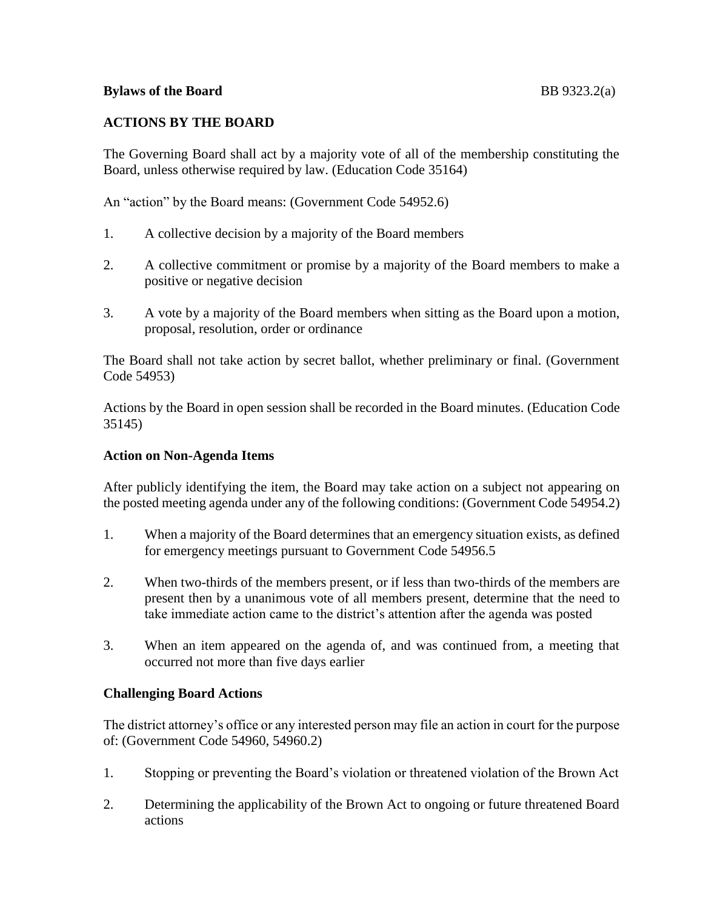**Bylaws of the Board** BB 9323.2(a)

## ACTIONS BY THE BOARD

The Governing Board shall act by a majority vote of all of the membership constituting the Board, unless otherwise required by law. (Education Code 35164)

An "action" by the Board means: (Government Code 54952.6)

1. A collective decision by a majority of the Board members
2. A collective commitment or promise by a majority of the Board members to make a positive or negative decision
3. A vote by a majority of the Board members when sitting as the Board upon a motion, proposal, resolution, order or ordinance

The Board shall not take action by secret ballot, whether preliminary or final. (Government Code 54953)

Actions by the Board in open session shall be recorded in the Board minutes. (Education Code 35145)

### Action on Non-Agenda Items

After publicly identifying the item, the Board may take action on a subject not appearing on the posted meeting agenda under any of the following conditions: (Government Code 54954.2)

1. When a majority of the Board determines that an emergency situation exists, as defined for emergency meetings pursuant to Government Code 54956.5
2. When two-thirds of the members present, or if less than two-thirds of the members are present then by a unanimous vote of all members present, determine that the need to take immediate action came to the district's attention after the agenda was posted
3. When an item appeared on the agenda of, and was continued from, a meeting that occurred not more than five days earlier

### Challenging Board Actions

The district attorney's office or any interested person may file an action in court for the purpose of: (Government Code 54960, 54960.2)

1. Stopping or preventing the Board's violation or threatened violation of the Brown Act
2. Determining the applicability of the Brown Act to ongoing or future threatened Board actions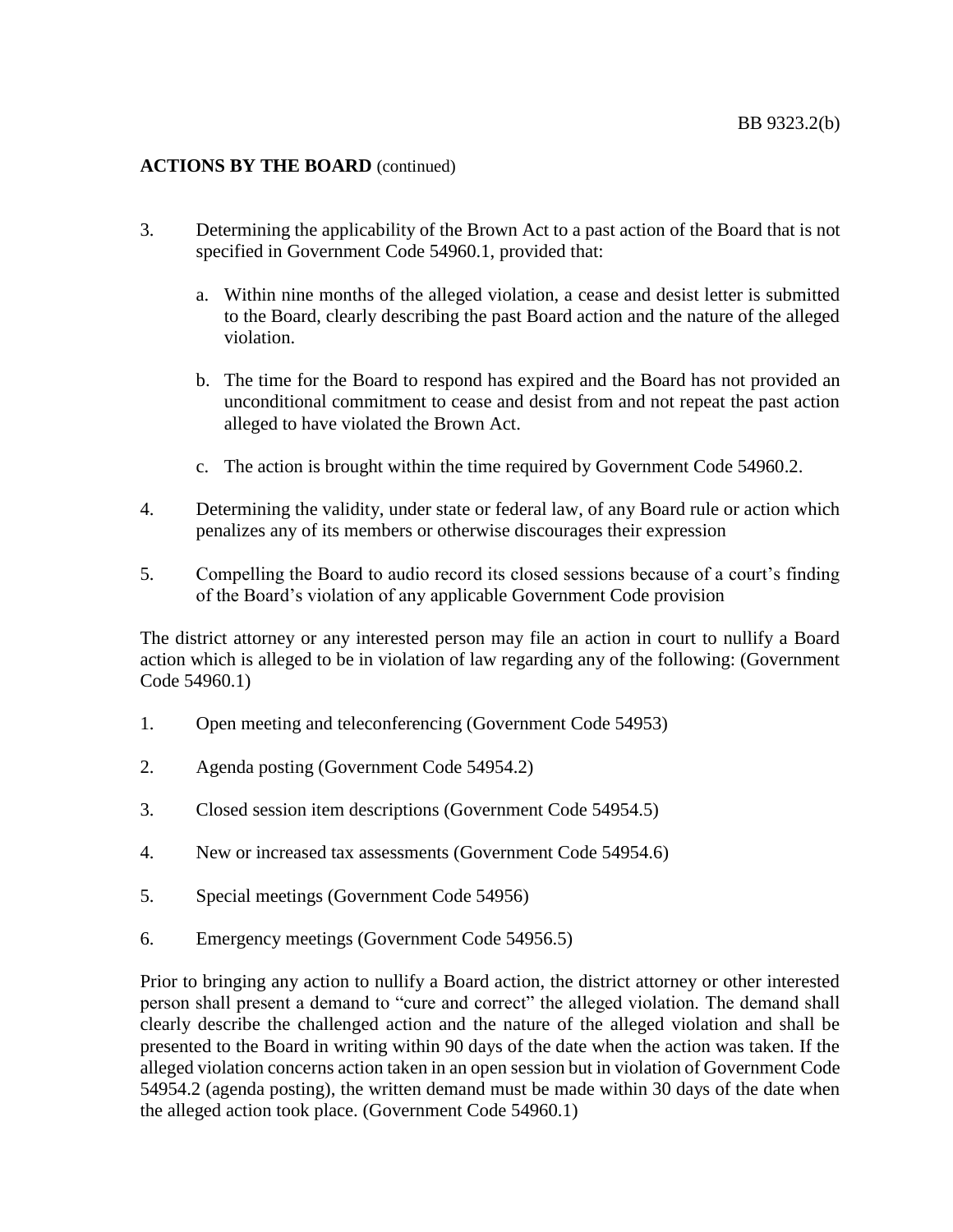**ACTIONS BY THE BOARD** (continued)

3. Determining the applicability of the Brown Act to a past action of the Board that is not specified in Government Code 54960.1, provided that:

    a. Within nine months of the alleged violation, a cease and desist letter is submitted to the Board, clearly describing the past Board action and the nature of the alleged violation.

    b. The time for the Board to respond has expired and the Board has not provided an unconditional commitment to cease and desist from and not repeat the past action alleged to have violated the Brown Act.

    c. The action is brought within the time required by Government Code 54960.2.

4. Determining the validity, under state or federal law, of any Board rule or action which penalizes any of its members or otherwise discourages their expression

5. Compelling the Board to audio record its closed sessions because of a court's finding of the Board's violation of any applicable Government Code provision

The district attorney or any interested person may file an action in court to nullify a Board action which is alleged to be in violation of law regarding any of the following: (Government Code 54960.1)

1. Open meeting and teleconferencing (Government Code 54953)

2. Agenda posting (Government Code 54954.2)

3. Closed session item descriptions (Government Code 54954.5)

4. New or increased tax assessments (Government Code 54954.6)

5. Special meetings (Government Code 54956)

6. Emergency meetings (Government Code 54956.5)

Prior to bringing any action to nullify a Board action, the district attorney or other interested person shall present a demand to "cure and correct" the alleged violation. The demand shall clearly describe the challenged action and the nature of the alleged violation and shall be presented to the Board in writing within 90 days of the date when the action was taken. If the alleged violation concerns action taken in an open session but in violation of Government Code 54954.2 (agenda posting), the written demand must be made within 30 days of the date when the alleged action took place. (Government Code 54960.1)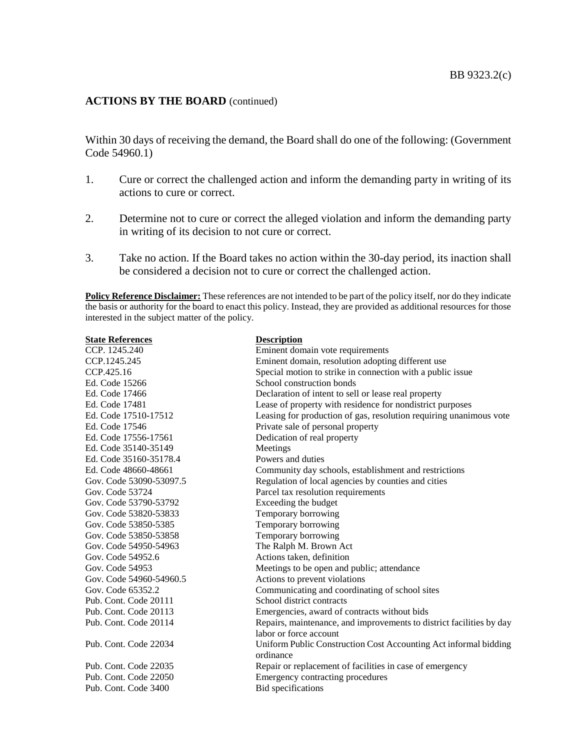## ACTIONS BY THE BOARD (continued)

Within 30 days of receiving the demand, the Board shall do one of the following: (Government Code 54960.1)

1. Cure or correct the challenged action and inform the demanding party in writing of its actions to cure or correct.

2. Determine not to cure or correct the alleged violation and inform the demanding party in writing of its decision to not cure or correct.

3. Take no action. If the Board takes no action within the 30-day period, its inaction shall be considered a decision not to cure or correct the challenged action.

**Policy Reference Disclaimer:** These references are not intended to be part of the policy itself, nor do they indicate the basis or authority for the board to enact this policy. Instead, they are provided as additional resources for those interested in the subject matter of the policy.

| State References | Description |
|---|---|
| CCP. 1245.240 | Eminent domain vote requirements |
| CCP.1245.245 | Eminent domain, resolution adopting different use |
| CCP.425.16 | Special motion to strike in connection with a public issue |
| Ed. Code 15266 | School construction bonds |
| Ed. Code 17466 | Declaration of intent to sell or lease real property |
| Ed. Code 17481 | Lease of property with residence for nondistrict purposes |
| Ed. Code 17510-17512 | Leasing for production of gas, resolution requiring unanimous vote |
| Ed. Code 17546 | Private sale of personal property |
| Ed. Code 17556-17561 | Dedication of real property |
| Ed. Code 35140-35149 | Meetings |
| Ed. Code 35160-35178.4 | Powers and duties |
| Ed. Code 48660-48661 | Community day schools, establishment and restrictions |
| Gov. Code 53090-53097.5 | Regulation of local agencies by counties and cities |
| Gov. Code 53724 | Parcel tax resolution requirements |
| Gov. Code 53790-53792 | Exceeding the budget |
| Gov. Code 53820-53833 | Temporary borrowing |
| Gov. Code 53850-5385 | Temporary borrowing |
| Gov. Code 53850-53858 | Temporary borrowing |
| Gov. Code 54950-54963 | The Ralph M. Brown Act |
| Gov. Code 54952.6 | Actions taken, definition |
| Gov. Code 54953 | Meetings to be open and public; attendance |
| Gov. Code 54960-54960.5 | Actions to prevent violations |
| Gov. Code 65352.2 | Communicating and coordinating of school sites |
| Pub. Cont. Code 20111 | School district contracts |
| Pub. Cont. Code 20113 | Emergencies, award of contracts without bids |
| Pub. Cont. Code 20114 | Repairs, maintenance, and improvements to district facilities by day labor or force account |
| Pub. Cont. Code 22034 | Uniform Public Construction Cost Accounting Act informal bidding ordinance |
| Pub. Cont. Code 22035 | Repair or replacement of facilities in case of emergency |
| Pub. Cont. Code 22050 | Emergency contracting procedures |
| Pub. Cont. Code 3400 | Bid specifications |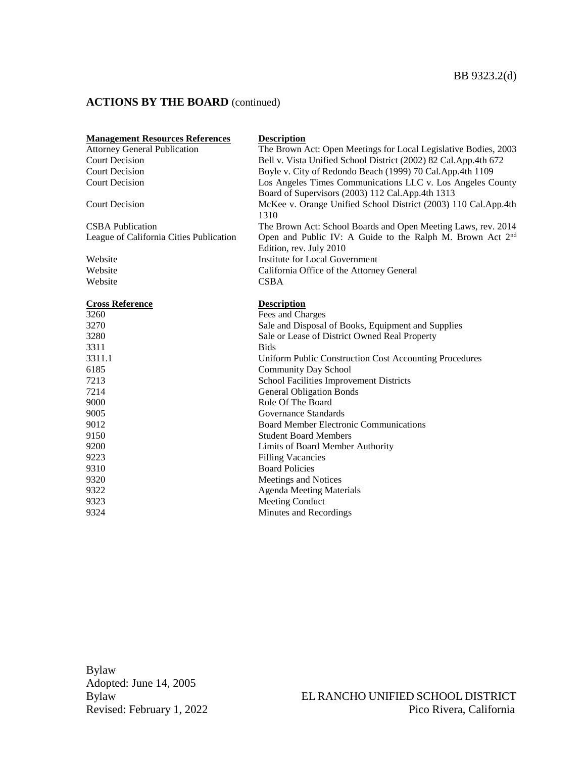## ACTIONS BY THE BOARD (continued)

| Management Resources References | Description |
|---|---|
| Attorney General Publication | The Brown Act: Open Meetings for Local Legislative Bodies, 2003 |
| Court Decision | Bell v. Vista Unified School District (2002) 82 Cal.App.4th 672 |
| Court Decision | Boyle v. City of Redondo Beach (1999) 70 Cal.App.4th 1109 |
| Court Decision | Los Angeles Times Communications LLC v. Los Angeles County Board of Supervisors (2003) 112 Cal.App.4th 1313 |
| Court Decision | McKee v. Orange Unified School District (2003) 110 Cal.App.4th 1310 |
| CSBA Publication | The Brown Act: School Boards and Open Meeting Laws, rev. 2014 |
| League of California Cities Publication | Open and Public IV: A Guide to the Ralph M. Brown Act 2nd Edition, rev. July 2010 |
| Website | Institute for Local Government |
| Website | California Office of the Attorney General |
| Website | CSBA |

| Cross Reference | Description |
|---|---|
| 3260 | Fees and Charges |
| 3270 | Sale and Disposal of Books, Equipment and Supplies |
| 3280 | Sale or Lease of District Owned Real Property |
| 3311 | Bids |
| 3311.1 | Uniform Public Construction Cost Accounting Procedures |
| 6185 | Community Day School |
| 7213 | School Facilities Improvement Districts |
| 7214 | General Obligation Bonds |
| 9000 | Role Of The Board |
| 9005 | Governance Standards |
| 9012 | Board Member Electronic Communications |
| 9150 | Student Board Members |
| 9200 | Limits of Board Member Authority |
| 9223 | Filling Vacancies |
| 9310 | Board Policies |
| 9320 | Meetings and Notices |
| 9322 | Agenda Meeting Materials |
| 9323 | Meeting Conduct |
| 9324 | Minutes and Recordings |

Bylaw
Adopted: June 14, 2005
Bylaw
Revised: February 1, 2022

EL RANCHO UNIFIED SCHOOL DISTRICT
Pico Rivera, California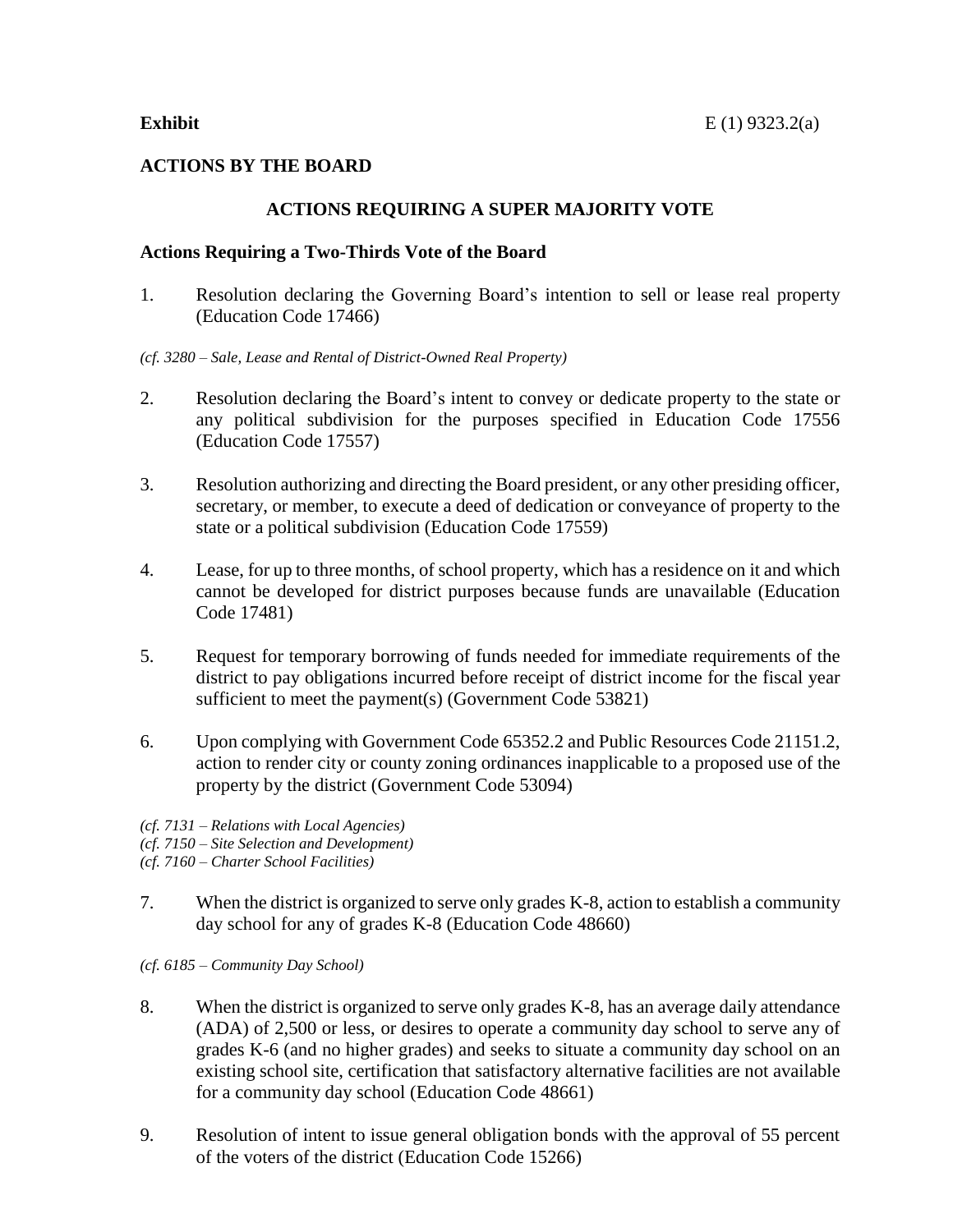**Exhibit** E (1) 9323.2(a)

**ACTIONS BY THE BOARD**

**ACTIONS REQUIRING A SUPER MAJORITY VOTE**

**Actions Requiring a Two-Thirds Vote of the Board**

1. Resolution declaring the Governing Board's intention to sell or lease real property (Education Code 17466)

*(cf. 3280 – Sale, Lease and Rental of District-Owned Real Property)*

2. Resolution declaring the Board's intent to convey or dedicate property to the state or any political subdivision for the purposes specified in Education Code 17556 (Education Code 17557)

3. Resolution authorizing and directing the Board president, or any other presiding officer, secretary, or member, to execute a deed of dedication or conveyance of property to the state or a political subdivision (Education Code 17559)

4. Lease, for up to three months, of school property, which has a residence on it and which cannot be developed for district purposes because funds are unavailable (Education Code 17481)

5. Request for temporary borrowing of funds needed for immediate requirements of the district to pay obligations incurred before receipt of district income for the fiscal year sufficient to meet the payment(s) (Government Code 53821)

6. Upon complying with Government Code 65352.2 and Public Resources Code 21151.2, action to render city or county zoning ordinances inapplicable to a proposed use of the property by the district (Government Code 53094)

*(cf. 7131 – Relations with Local Agencies)*
*(cf. 7150 – Site Selection and Development)*
*(cf. 7160 – Charter School Facilities)*

7. When the district is organized to serve only grades K-8, action to establish a community day school for any of grades K-8 (Education Code 48660)

*(cf. 6185 – Community Day School)*

8. When the district is organized to serve only grades K-8, has an average daily attendance (ADA) of 2,500 or less, or desires to operate a community day school to serve any of grades K-6 (and no higher grades) and seeks to situate a community day school on an existing school site, certification that satisfactory alternative facilities are not available for a community day school (Education Code 48661)

9. Resolution of intent to issue general obligation bonds with the approval of 55 percent of the voters of the district (Education Code 15266)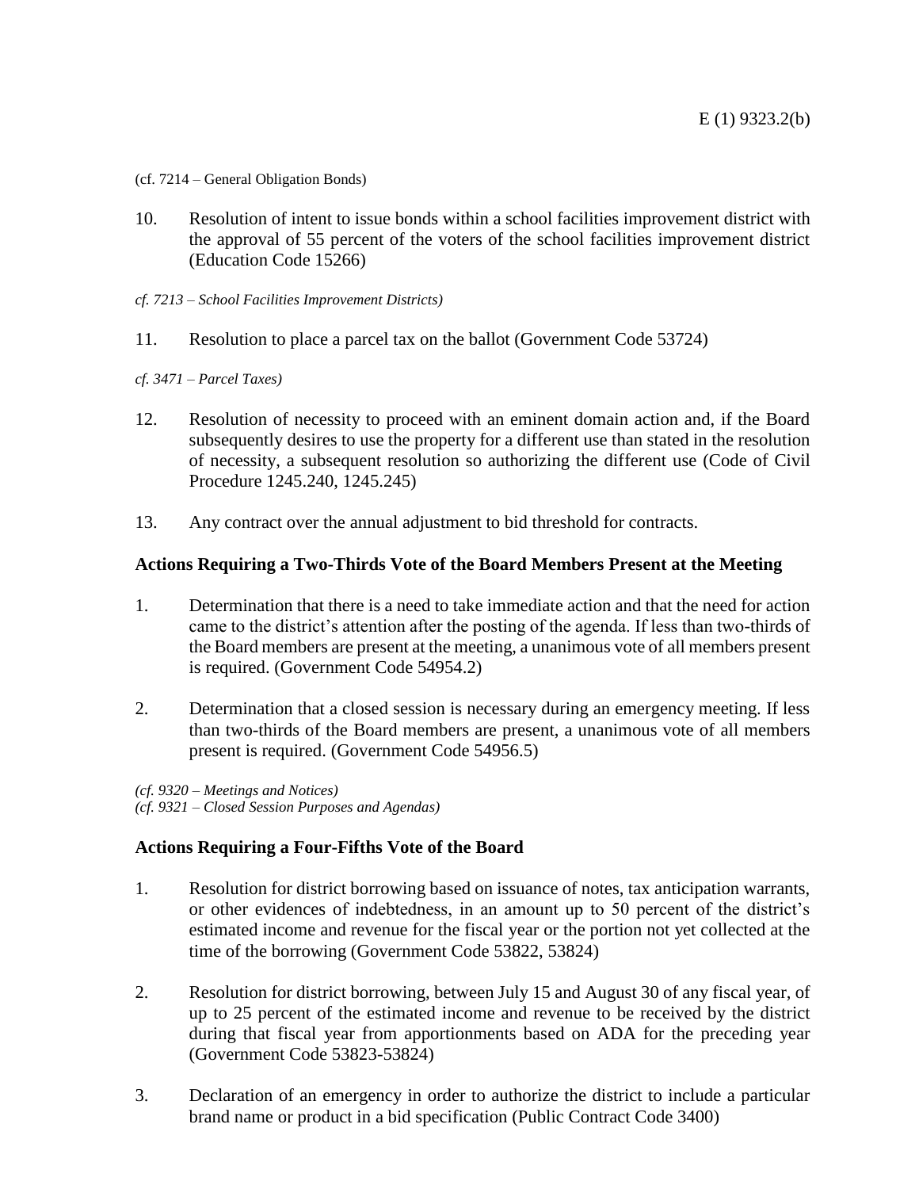(cf. 7214 – General Obligation Bonds)

10. Resolution of intent to issue bonds within a school facilities improvement district with the approval of 55 percent of the voters of the school facilities improvement district (Education Code 15266)

*cf. 7213 – School Facilities Improvement Districts)*

11. Resolution to place a parcel tax on the ballot (Government Code 53724)

*cf. 3471 – Parcel Taxes)*

12. Resolution of necessity to proceed with an eminent domain action and, if the Board subsequently desires to use the property for a different use than stated in the resolution of necessity, a subsequent resolution so authorizing the different use (Code of Civil Procedure 1245.240, 1245.245)

13. Any contract over the annual adjustment to bid threshold for contracts.

**Actions Requiring a Two-Thirds Vote of the Board Members Present at the Meeting**

1. Determination that there is a need to take immediate action and that the need for action came to the district's attention after the posting of the agenda. If less than two-thirds of the Board members are present at the meeting, a unanimous vote of all members present is required. (Government Code 54954.2)

2. Determination that a closed session is necessary during an emergency meeting. If less than two-thirds of the Board members are present, a unanimous vote of all members present is required. (Government Code 54956.5)

*(cf. 9320 – Meetings and Notices)*
*(cf. 9321 – Closed Session Purposes and Agendas)*

**Actions Requiring a Four-Fifths Vote of the Board**

1. Resolution for district borrowing based on issuance of notes, tax anticipation warrants, or other evidences of indebtedness, in an amount up to 50 percent of the district's estimated income and revenue for the fiscal year or the portion not yet collected at the time of the borrowing (Government Code 53822, 53824)

2. Resolution for district borrowing, between July 15 and August 30 of any fiscal year, of up to 25 percent of the estimated income and revenue to be received by the district during that fiscal year from apportionments based on ADA for the preceding year (Government Code 53823-53824)

3. Declaration of an emergency in order to authorize the district to include a particular brand name or product in a bid specification (Public Contract Code 3400)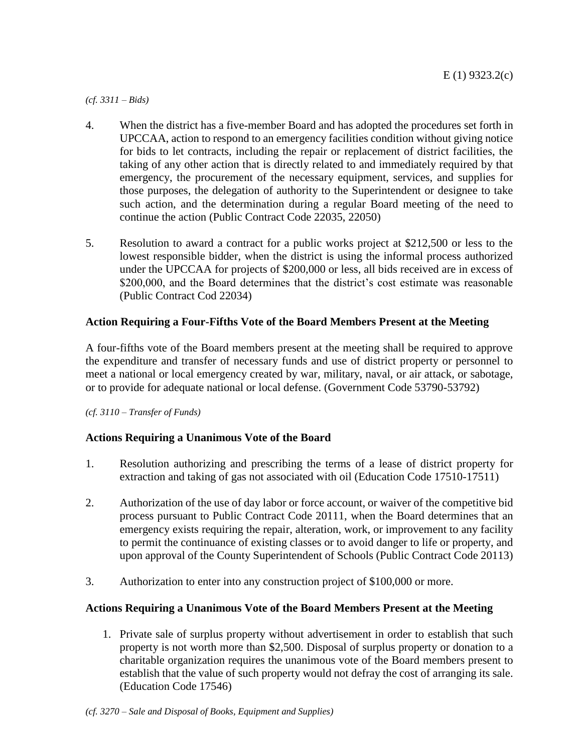*(cf. 3311 – Bids)*

4. When the district has a five-member Board and has adopted the procedures set forth in UPCCAA, action to respond to an emergency facilities condition without giving notice for bids to let contracts, including the repair or replacement of district facilities, the taking of any other action that is directly related to and immediately required by that emergency, the procurement of the necessary equipment, services, and supplies for those purposes, the delegation of authority to the Superintendent or designee to take such action, and the determination during a regular Board meeting of the need to continue the action (Public Contract Code 22035, 22050)

5. Resolution to award a contract for a public works project at $212,500 or less to the lowest responsible bidder, when the district is using the informal process authorized under the UPCCAA for projects of $200,000 or less, all bids received are in excess of $200,000, and the Board determines that the district's cost estimate was reasonable (Public Contract Cod 22034)

### Action Requiring a Four-Fifths Vote of the Board Members Present at the Meeting

A four-fifths vote of the Board members present at the meeting shall be required to approve the expenditure and transfer of necessary funds and use of district property or personnel to meet a national or local emergency created by war, military, naval, or air attack, or sabotage, or to provide for adequate national or local defense. (Government Code 53790-53792)

*(cf. 3110 – Transfer of Funds)*

### Actions Requiring a Unanimous Vote of the Board

1. Resolution authorizing and prescribing the terms of a lease of district property for extraction and taking of gas not associated with oil (Education Code 17510-17511)

2. Authorization of the use of day labor or force account, or waiver of the competitive bid process pursuant to Public Contract Code 20111, when the Board determines that an emergency exists requiring the repair, alteration, work, or improvement to any facility to permit the continuance of existing classes or to avoid danger to life or property, and upon approval of the County Superintendent of Schools (Public Contract Code 20113)

3. Authorization to enter into any construction project of $100,000 or more.

### Actions Requiring a Unanimous Vote of the Board Members Present at the Meeting

1. Private sale of surplus property without advertisement in order to establish that such property is not worth more than $2,500. Disposal of surplus property or donation to a charitable organization requires the unanimous vote of the Board members present to establish that the value of such property would not defray the cost of arranging its sale. (Education Code 17546)

*(cf. 3270 – Sale and Disposal of Books, Equipment and Supplies)*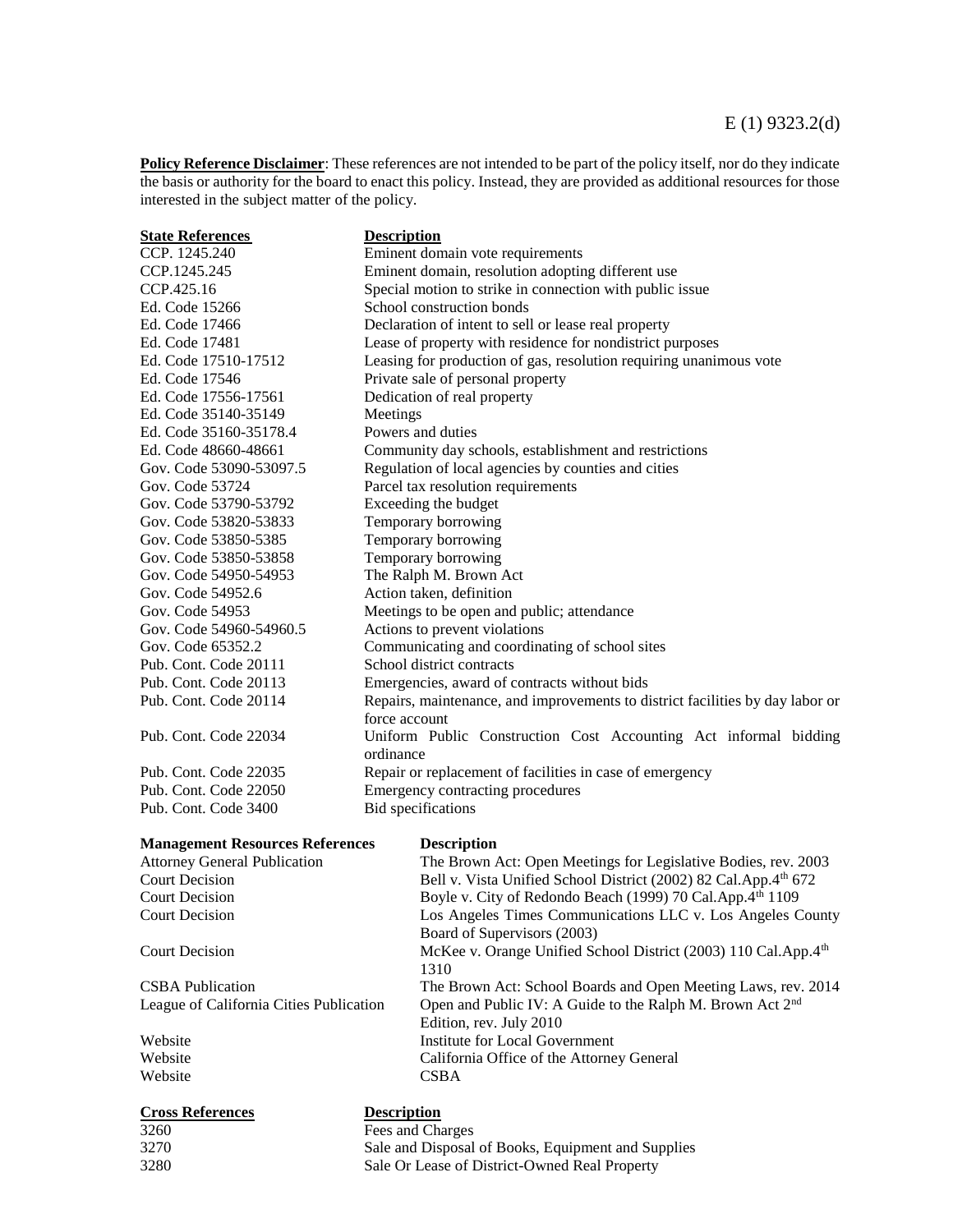E (1) 9323.2(d)

**Policy Reference Disclaimer**: These references are not intended to be part of the policy itself, nor do they indicate the basis or authority for the board to enact this policy. Instead, they are provided as additional resources for those interested in the subject matter of the policy.

| State References | Description |
|---|---|
| CCP. 1245.240 | Eminent domain vote requirements |
| CCP.1245.245 | Eminent domain, resolution adopting different use |
| CCP.425.16 | Special motion to strike in connection with public issue |
| Ed. Code 15266 | School construction bonds |
| Ed. Code 17466 | Declaration of intent to sell or lease real property |
| Ed. Code 17481 | Lease of property with residence for nondistrict purposes |
| Ed. Code 17510-17512 | Leasing for production of gas, resolution requiring unanimous vote |
| Ed. Code 17546 | Private sale of personal property |
| Ed. Code 17556-17561 | Dedication of real property |
| Ed. Code 35140-35149 | Meetings |
| Ed. Code 35160-35178.4 | Powers and duties |
| Ed. Code 48660-48661 | Community day schools, establishment and restrictions |
| Gov. Code 53090-53097.5 | Regulation of local agencies by counties and cities |
| Gov. Code 53724 | Parcel tax resolution requirements |
| Gov. Code 53790-53792 | Exceeding the budget |
| Gov. Code 53820-53833 | Temporary borrowing |
| Gov. Code 53850-5385 | Temporary borrowing |
| Gov. Code 53850-53858 | Temporary borrowing |
| Gov. Code 54950-54953 | The Ralph M. Brown Act |
| Gov. Code 54952.6 | Action taken, definition |
| Gov. Code 54953 | Meetings to be open and public; attendance |
| Gov. Code 54960-54960.5 | Actions to prevent violations |
| Gov. Code 65352.2 | Communicating and coordinating of school sites |
| Pub. Cont. Code 20111 | School district contracts |
| Pub. Cont. Code 20113 | Emergencies, award of contracts without bids |
| Pub. Cont. Code 20114 | Repairs, maintenance, and improvements to district facilities by day labor or force account |
| Pub. Cont. Code 22034 | Uniform Public Construction Cost Accounting Act informal bidding ordinance |
| Pub. Cont. Code 22035 | Repair or replacement of facilities in case of emergency |
| Pub. Cont. Code 22050 | Emergency contracting procedures |
| Pub. Cont. Code 3400 | Bid specifications |

| Management Resources References | Description |
|---|---|
| Attorney General Publication | The Brown Act: Open Meetings for Legislative Bodies, rev. 2003 |
| Court Decision | Bell v. Vista Unified School District (2002) 82 Cal.App.4th 672 |
| Court Decision | Boyle v. City of Redondo Beach (1999) 70 Cal.App.4th 1109 |
| Court Decision | Los Angeles Times Communications LLC v. Los Angeles County Board of Supervisors (2003) |
| Court Decision | McKee v. Orange Unified School District (2003) 110 Cal.App.4th 1310 |
| CSBA Publication | The Brown Act: School Boards and Open Meeting Laws, rev. 2014 |
| League of California Cities Publication | Open and Public IV: A Guide to the Ralph M. Brown Act 2nd Edition, rev. July 2010 |
| Website | Institute for Local Government |
| Website | California Office of the Attorney General |
| Website | CSBA |

| Cross References | Description |
|---|---|
| 3260 | Fees and Charges |
| 3270 | Sale and Disposal of Books, Equipment and Supplies |
| 3280 | Sale Or Lease of District-Owned Real Property |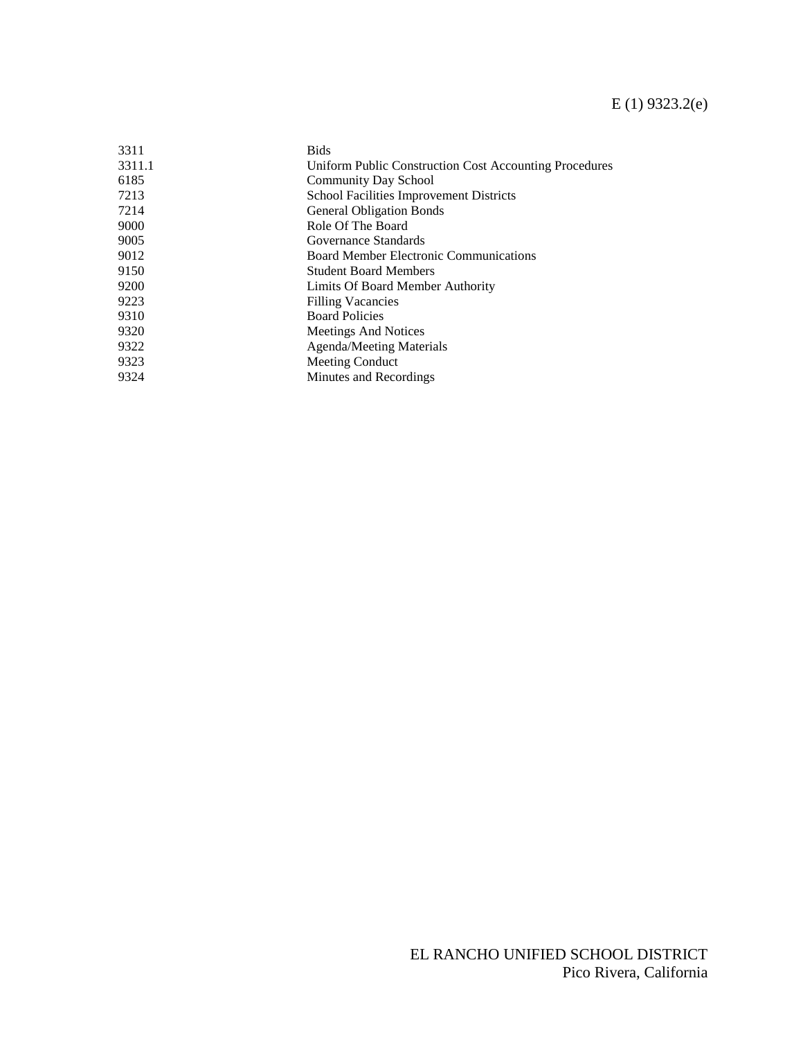| | |
|---|---|
| 3311 | Bids |
| 3311.1 | Uniform Public Construction Cost Accounting Procedures |
| 6185 | Community Day School |
| 7213 | School Facilities Improvement Districts |
| 7214 | General Obligation Bonds |
| 9000 | Role Of The Board |
| 9005 | Governance Standards |
| 9012 | Board Member Electronic Communications |
| 9150 | Student Board Members |
| 9200 | Limits Of Board Member Authority |
| 9223 | Filling Vacancies |
| 9310 | Board Policies |
| 9320 | Meetings And Notices |
| 9322 | Agenda/Meeting Materials |
| 9323 | Meeting Conduct |
| 9324 | Minutes and Recordings |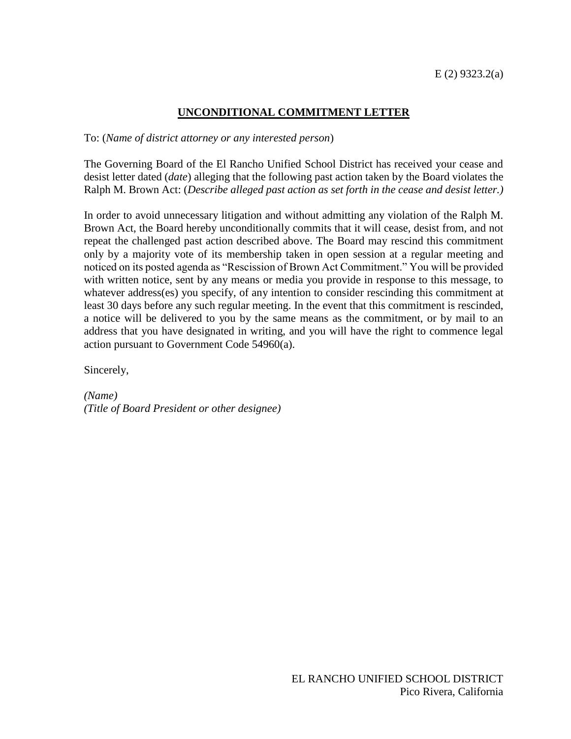E (2) 9323.2(a)

# UNCONDITIONAL COMMITMENT LETTER

To: (*Name of district attorney or any interested person*)

The Governing Board of the El Rancho Unified School District has received your cease and desist letter dated (*date*) alleging that the following past action taken by the Board violates the Ralph M. Brown Act: (*Describe alleged past action as set forth in the cease and desist letter.)*

In order to avoid unnecessary litigation and without admitting any violation of the Ralph M. Brown Act, the Board hereby unconditionally commits that it will cease, desist from, and not repeat the challenged past action described above. The Board may rescind this commitment only by a majority vote of its membership taken in open session at a regular meeting and noticed on its posted agenda as "Rescission of Brown Act Commitment." You will be provided with written notice, sent by any means or media you provide in response to this message, to whatever address(es) you specify, of any intention to consider rescinding this commitment at least 30 days before any such regular meeting. In the event that this commitment is rescinded, a notice will be delivered to you by the same means as the commitment, or by mail to an address that you have designated in writing, and you will have the right to commence legal action pursuant to Government Code 54960(a).

Sincerely,

*(Name)*
*(Title of Board President or other designee)*

EL RANCHO UNIFIED SCHOOL DISTRICT
Pico Rivera, California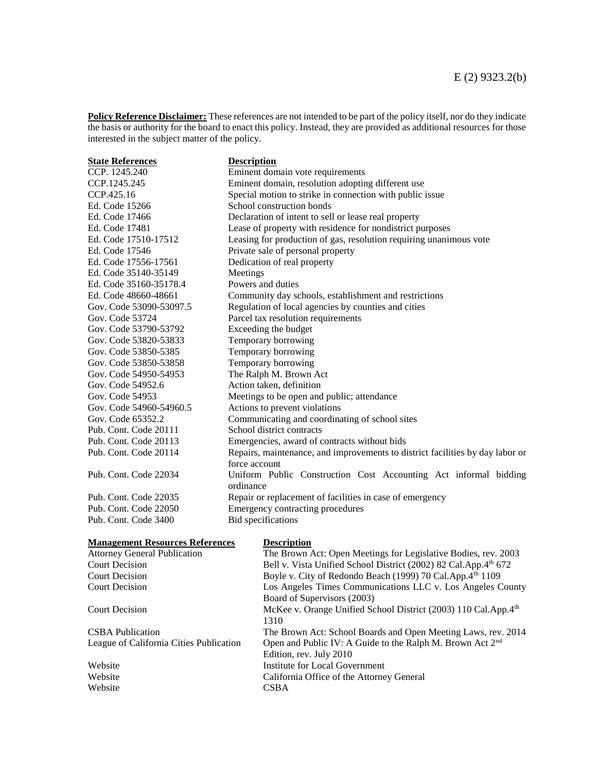E (2) 9323.2(b)

**Policy Reference Disclaimer:** These references are not intended to be part of the policy itself, nor do they indicate the basis or authority for the board to enact this policy. Instead, they are provided as additional resources for those interested in the subject matter of the policy.

| State References | Description |
|---|---|
| CCP. 1245.240 | Eminent domain vote requirements |
| CCP.1245.245 | Eminent domain, resolution adopting different use |
| CCP.425.16 | Special motion to strike in connection with public issue |
| Ed. Code 15266 | School construction bonds |
| Ed. Code 17466 | Declaration of intent to sell or lease real property |
| Ed. Code 17481 | Lease of property with residence for nondistrict purposes |
| Ed. Code 17510-17512 | Leasing for production of gas, resolution requiring unanimous vote |
| Ed. Code 17546 | Private sale of personal property |
| Ed. Code 17556-17561 | Dedication of real property |
| Ed. Code 35140-35149 | Meetings |
| Ed. Code 35160-35178.4 | Powers and duties |
| Ed. Code 48660-48661 | Community day schools, establishment and restrictions |
| Gov. Code 53090-53097.5 | Regulation of local agencies by counties and cities |
| Gov. Code 53724 | Parcel tax resolution requirements |
| Gov. Code 53790-53792 | Exceeding the budget |
| Gov. Code 53820-53833 | Temporary borrowing |
| Gov. Code 53850-5385 | Temporary borrowing |
| Gov. Code 53850-53858 | Temporary borrowing |
| Gov. Code 54950-54953 | The Ralph M. Brown Act |
| Gov. Code 54952.6 | Action taken, definition |
| Gov. Code 54953 | Meetings to be open and public; attendance |
| Gov. Code 54960-54960.5 | Actions to prevent violations |
| Gov. Code 65352.2 | Communicating and coordinating of school sites |
| Pub. Cont. Code 20111 | School district contracts |
| Pub. Cont. Code 20113 | Emergencies, award of contracts without bids |
| Pub. Cont. Code 20114 | Repairs, maintenance, and improvements to district facilities by day labor or force account |
| Pub. Cont. Code 22034 | Uniform Public Construction Cost Accounting Act informal bidding ordinance |
| Pub. Cont. Code 22035 | Repair or replacement of facilities in case of emergency |
| Pub. Cont. Code 22050 | Emergency contracting procedures |
| Pub. Cont. Code 3400 | Bid specifications |

| Management Resources References | Description |
|---|---|
| Attorney General Publication | The Brown Act: Open Meetings for Legislative Bodies, rev. 2003 |
| Court Decision | Bell v. Vista Unified School District (2002) 82 Cal.App.4th 672 |
| Court Decision | Boyle v. City of Redondo Beach (1999) 70 Cal.App.4th 1109 |
| Court Decision | Los Angeles Times Communications LLC v. Los Angeles County Board of Supervisors (2003) |
| Court Decision | McKee v. Orange Unified School District (2003) 110 Cal.App.4th 1310 |
| CSBA Publication | The Brown Act: School Boards and Open Meeting Laws, rev. 2014 |
| League of California Cities Publication | Open and Public IV: A Guide to the Ralph M. Brown Act 2nd Edition, rev. July 2010 |
| Website | Institute for Local Government |
| Website | California Office of the Attorney General |
| Website | CSBA |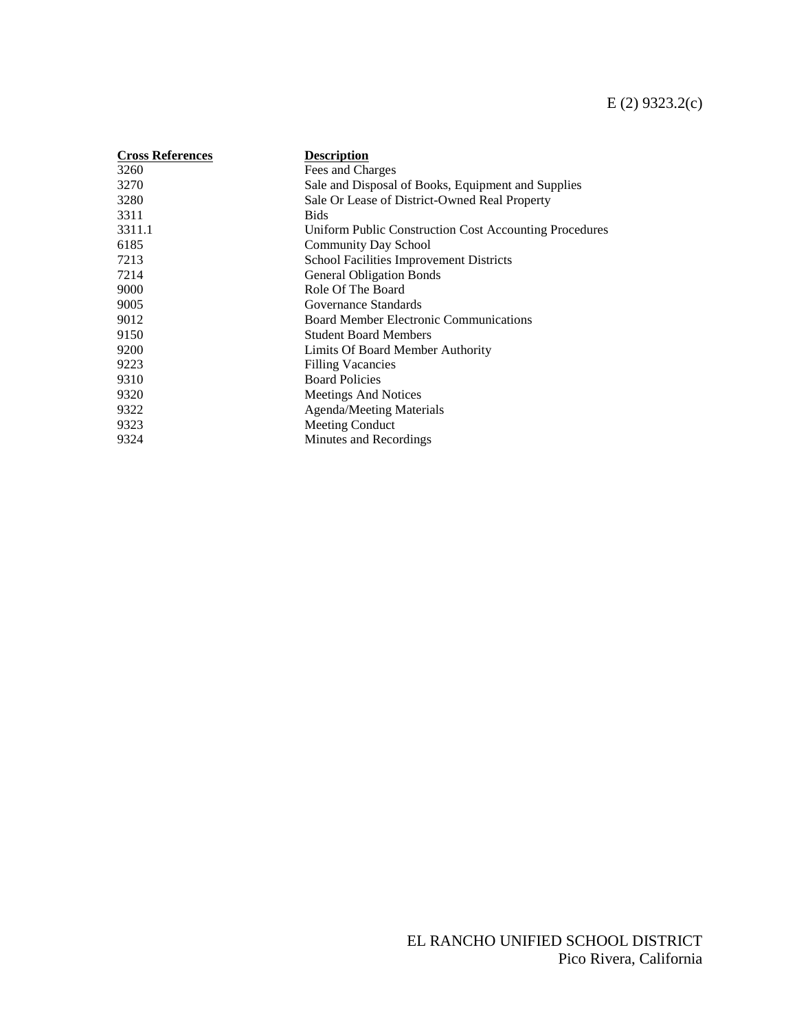| **Cross References** | **Description** |
| --- | --- |
| 3260 | Fees and Charges |
| 3270 | Sale and Disposal of Books, Equipment and Supplies |
| 3280 | Sale Or Lease of District-Owned Real Property |
| 3311 | Bids |
| 3311.1 | Uniform Public Construction Cost Accounting Procedures |
| 6185 | Community Day School |
| 7213 | School Facilities Improvement Districts |
| 7214 | General Obligation Bonds |
| 9000 | Role Of The Board |
| 9005 | Governance Standards |
| 9012 | Board Member Electronic Communications |
| 9150 | Student Board Members |
| 9200 | Limits Of Board Member Authority |
| 9223 | Filling Vacancies |
| 9310 | Board Policies |
| 9320 | Meetings And Notices |
| 9322 | Agenda/Meeting Materials |
| 9323 | Meeting Conduct |
| 9324 | Minutes and Recordings |